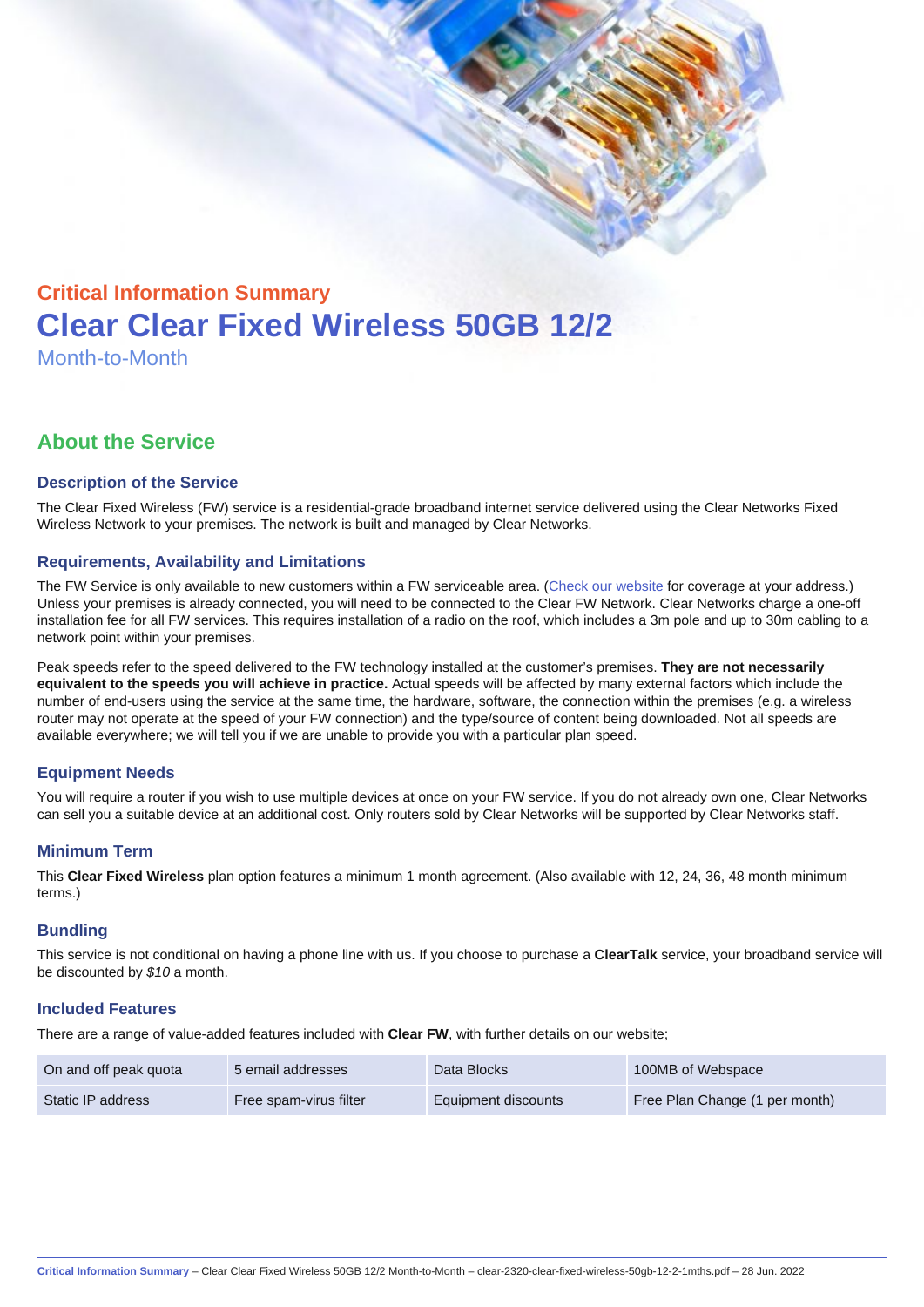## Critical Information Summary

# Clear Clear Fixed Wireless 50GB 12/2

Month-to-Month

## About the Service

### Description of the Service

The Clear Fixed Wireless (FW) service is a residential-grade broadband internet service delivered using the Clear Networks Fixed Wireless Network to your premises. The network is built and managed by Clear Networks.

### Requirements, Availability and Limitations

The FW Service is only available to new customers within a FW serviceable area. (Check our website for coverage at your address.) Unless your premises is already connected, you will need to be connected to the Clear FW Network. Clear Networks charge a one-off installation fee for all FW services. This requires installation of a radio on the roof, which includes a 3m pole and up to 30m cabling to a network point within your premises.

Peak speeds refer to the speed delivered to the FW technology installed at the customer's premises. **They are not necessarily equivalent to the speeds you will achieve in practice.** Actual speeds will be affected by many external factors which include the number of end-users using the service at the same time, the hardware, software, the connection within the premises (e.g. a wireless router may not operate at the speed of your FW connection) and the type/source of content being downloaded. Not all speeds are available everywhere; we will tell you if we are unable to provide you with a particular plan speed.

### Equipment Needs

You will require a router if you wish to use multiple devices at once on your FW service. If you do not already own one, Clear Networks can sell you a suitable device at an additional cost. Only routers sold by Clear Networks will be supported by Clear Networks staff.

### Minimum Term

This **Clear Fixed Wireless** plan option features a minimum 1 month agreement. (Also available with 12, 24, 36, 48 month minimum terms.)

### Bundling

This service is not conditional on having a phone line with us. If you choose to purchase a **ClearTalk** service, your broadband service will be discounted by *$10* a month.

### Included Features

There are a range of value-added features included with **Clear FW**, with further details on our website;

| | | | |
|---|---|---|---|
| On and off peak quota | 5 email addresses | Data Blocks | 100MB of Webspace |
| Static IP address | Free spam-virus filter | Equipment discounts | Free Plan Change (1 per month) |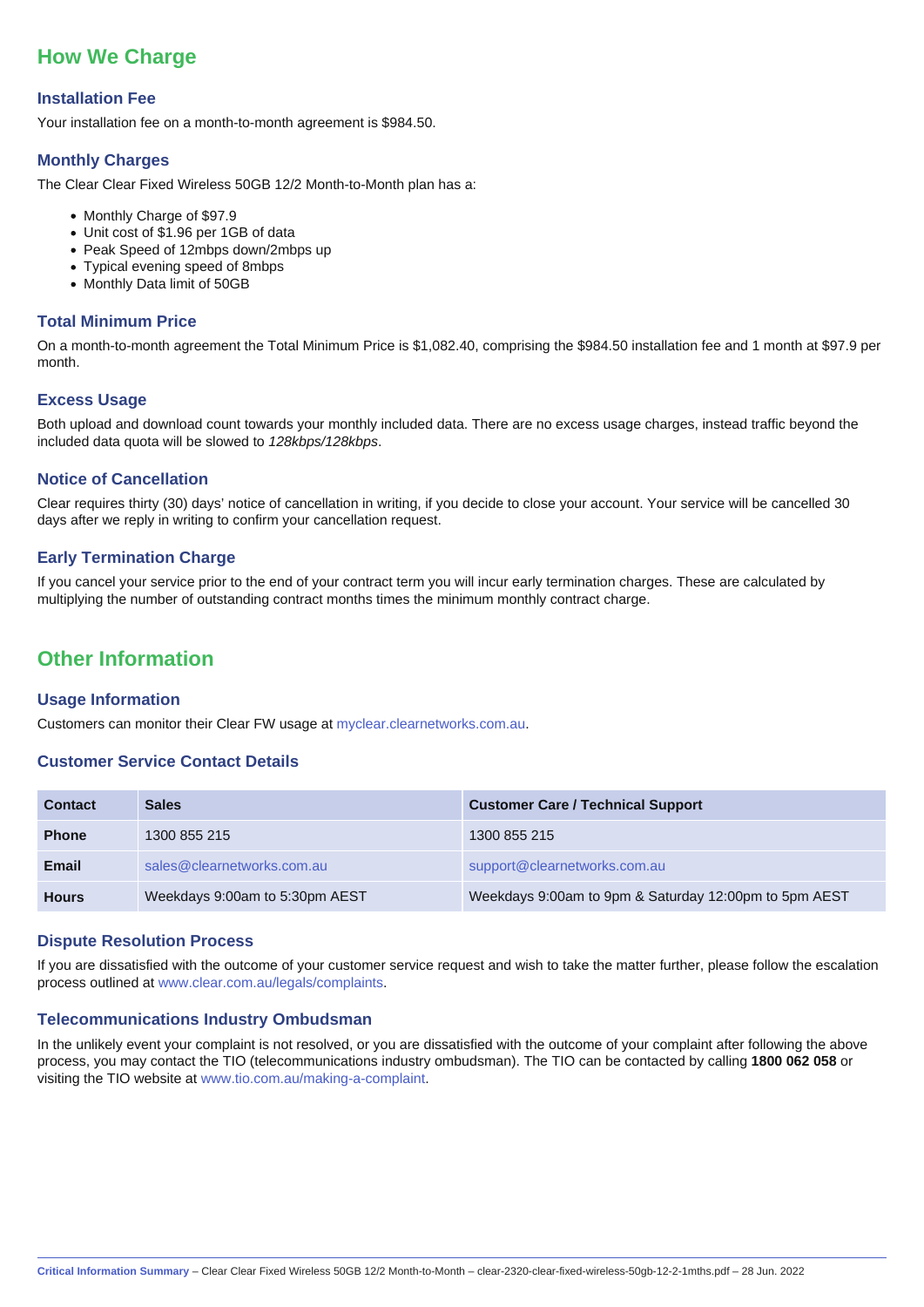## How We Charge

### Installation Fee

Your installation fee on a month-to-month agreement is $984.50.

### Monthly Charges

The Clear Clear Fixed Wireless 50GB 12/2 Month-to-Month plan has a:

- Monthly Charge of $97.9
- Unit cost of $1.96 per 1GB of data
- Peak Speed of 12mbps down/2mbps up
- Typical evening speed of 8mbps
- Monthly Data limit of 50GB

### Total Minimum Price

On a month-to-month agreement the Total Minimum Price is $1,082.40, comprising the $984.50 installation fee and 1 month at $97.9 per month.

### Excess Usage

Both upload and download count towards your monthly included data. There are no excess usage charges, instead traffic beyond the included data quota will be slowed to *128kbps/128kbps*.

### Notice of Cancellation

Clear requires thirty (30) days' notice of cancellation in writing, if you decide to close your account. Your service will be cancelled 30 days after we reply in writing to confirm your cancellation request.

### Early Termination Charge

If you cancel your service prior to the end of your contract term you will incur early termination charges. These are calculated by multiplying the number of outstanding contract months times the minimum monthly contract charge.

## Other Information

### Usage Information

Customers can monitor their Clear FW usage at myclear.clearnetworks.com.au.

### Customer Service Contact Details

| Contact | Sales | Customer Care / Technical Support |
|---|---|---|
| **Phone** | 1300 855 215 | 1300 855 215 |
| **Email** | sales@clearnetworks.com.au | support@clearnetworks.com.au |
| **Hours** | Weekdays 9:00am to 5:30pm AEST | Weekdays 9:00am to 9pm & Saturday 12:00pm to 5pm AEST |

### Dispute Resolution Process

If you are dissatisfied with the outcome of your customer service request and wish to take the matter further, please follow the escalation process outlined at www.clear.com.au/legals/complaints.

### Telecommunications Industry Ombudsman

In the unlikely event your complaint is not resolved, or you are dissatisfied with the outcome of your complaint after following the above process, you may contact the TIO (telecommunications industry ombudsman). The TIO can be contacted by calling **1800 062 058** or visiting the TIO website at www.tio.com.au/making-a-complaint.